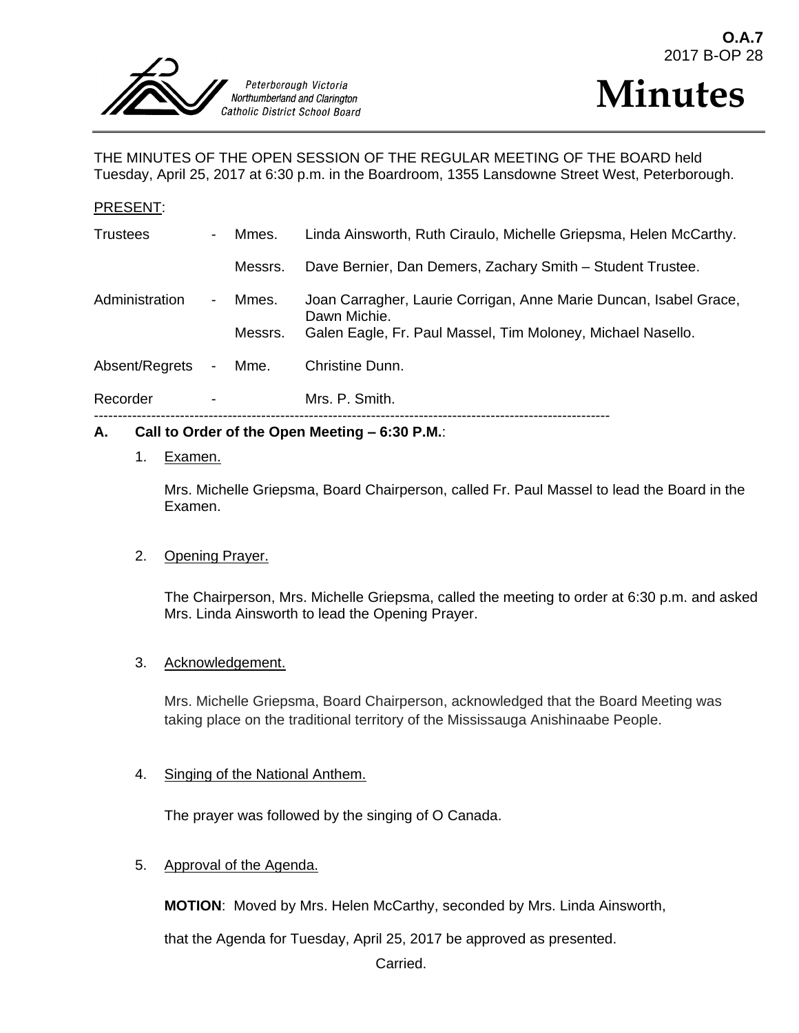**O.A.7**
2017 B-OP 28

Peterborough Victoria Northumberland and Clarington Catholic District School Board

# Minutes

THE MINUTES OF THE OPEN SESSION OF THE REGULAR MEETING OF THE BOARD held Tuesday, April 25, 2017 at 6:30 p.m. in the Boardroom, 1355 Lansdowne Street West, Peterborough.

PRESENT:

| | | | |
|---|---|---|---|
| Trustees | - | Mmes. | Linda Ainsworth, Ruth Ciraulo, Michelle Griepsma, Helen McCarthy. |
| | | Messrs. | Dave Bernier, Dan Demers, Zachary Smith – Student Trustee. |
| Administration | - | Mmes. | Joan Carragher, Laurie Corrigan, Anne Marie Duncan, Isabel Grace, Dawn Michie. |
| | | Messrs. | Galen Eagle, Fr. Paul Massel, Tim Moloney, Michael Nasello. |
| Absent/Regrets | - | Mme. | Christine Dunn. |
| Recorder | - | | Mrs. P. Smith. |

---

**A. Call to Order of the Open Meeting – 6:30 P.M.**:

1. Examen.

   Mrs. Michelle Griepsma, Board Chairperson, called Fr. Paul Massel to lead the Board in the Examen.

2. Opening Prayer.

   The Chairperson, Mrs. Michelle Griepsma, called the meeting to order at 6:30 p.m. and asked Mrs. Linda Ainsworth to lead the Opening Prayer.

3. Acknowledgement.

   Mrs. Michelle Griepsma, Board Chairperson, acknowledged that the Board Meeting was taking place on the traditional territory of the Mississauga Anishinaabe People.

4. Singing of the National Anthem.

   The prayer was followed by the singing of O Canada.

5. Approval of the Agenda.

   **MOTION**: Moved by Mrs. Helen McCarthy, seconded by Mrs. Linda Ainsworth,

   that the Agenda for Tuesday, April 25, 2017 be approved as presented.

   Carried.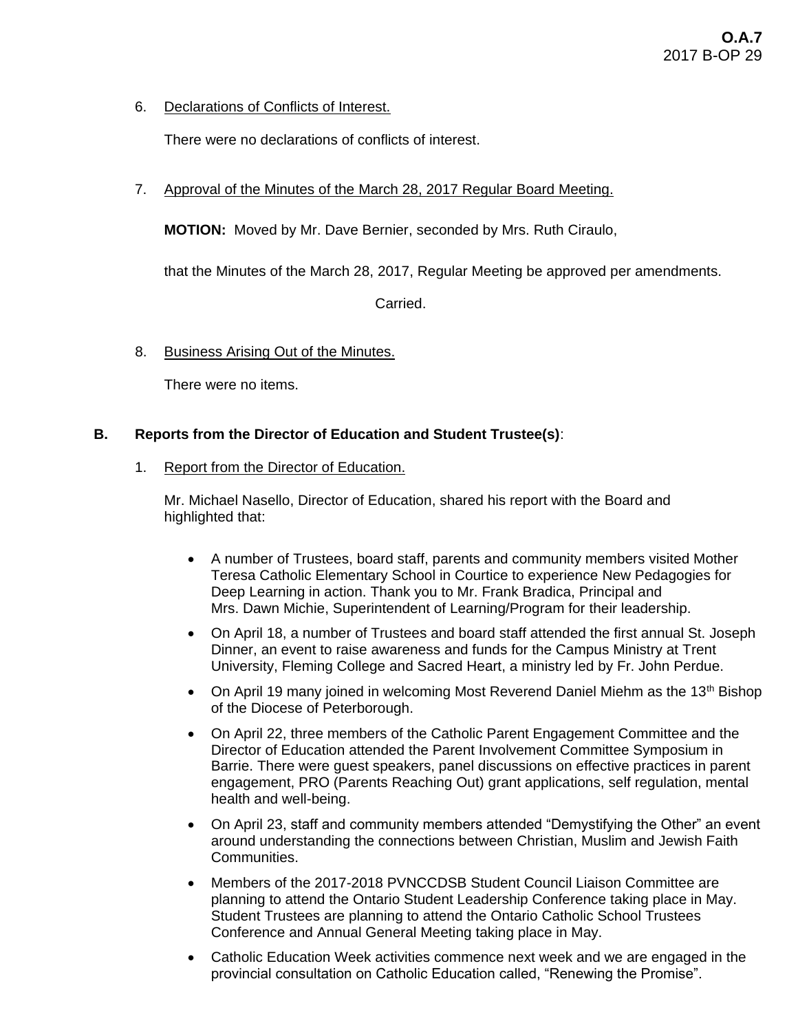6. Declarations of Conflicts of Interest.

   There were no declarations of conflicts of interest.

7. Approval of the Minutes of the March 28, 2017 Regular Board Meeting.

   **MOTION:** Moved by Mr. Dave Bernier, seconded by Mrs. Ruth Ciraulo,

   that the Minutes of the March 28, 2017, Regular Meeting be approved per amendments.

   Carried.

8. Business Arising Out of the Minutes.

   There were no items.

**B. Reports from the Director of Education and Student Trustee(s)**:

1. Report from the Director of Education.

   Mr. Michael Nasello, Director of Education, shared his report with the Board and highlighted that:

   - A number of Trustees, board staff, parents and community members visited Mother Teresa Catholic Elementary School in Courtice to experience New Pedagogies for Deep Learning in action. Thank you to Mr. Frank Bradica, Principal and Mrs. Dawn Michie, Superintendent of Learning/Program for their leadership.
   - On April 18, a number of Trustees and board staff attended the first annual St. Joseph Dinner, an event to raise awareness and funds for the Campus Ministry at Trent University, Fleming College and Sacred Heart, a ministry led by Fr. John Perdue.
   - On April 19 many joined in welcoming Most Reverend Daniel Miehm as the 13th Bishop of the Diocese of Peterborough.
   - On April 22, three members of the Catholic Parent Engagement Committee and the Director of Education attended the Parent Involvement Committee Symposium in Barrie. There were guest speakers, panel discussions on effective practices in parent engagement, PRO (Parents Reaching Out) grant applications, self regulation, mental health and well-being.
   - On April 23, staff and community members attended “Demystifying the Other” an event around understanding the connections between Christian, Muslim and Jewish Faith Communities.
   - Members of the 2017-2018 PVNCCDSB Student Council Liaison Committee are planning to attend the Ontario Student Leadership Conference taking place in May. Student Trustees are planning to attend the Ontario Catholic School Trustees Conference and Annual General Meeting taking place in May.
   - Catholic Education Week activities commence next week and we are engaged in the provincial consultation on Catholic Education called, “Renewing the Promise”.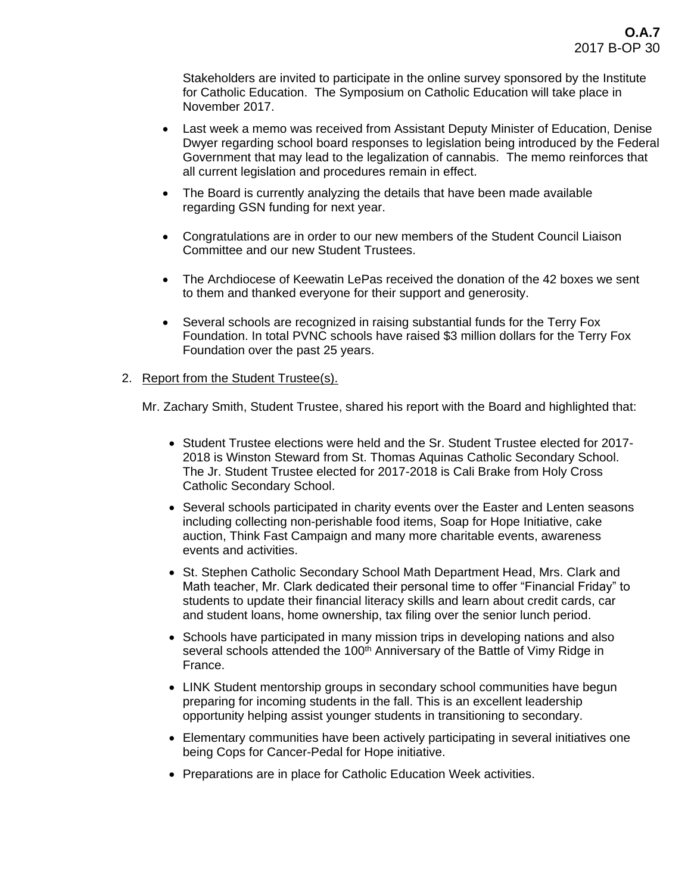Stakeholders are invited to participate in the online survey sponsored by the Institute for Catholic Education. The Symposium on Catholic Education will take place in November 2017.

- Last week a memo was received from Assistant Deputy Minister of Education, Denise Dwyer regarding school board responses to legislation being introduced by the Federal Government that may lead to the legalization of cannabis. The memo reinforces that all current legislation and procedures remain in effect.
- The Board is currently analyzing the details that have been made available regarding GSN funding for next year.
- Congratulations are in order to our new members of the Student Council Liaison Committee and our new Student Trustees.
- The Archdiocese of Keewatin LePas received the donation of the 42 boxes we sent to them and thanked everyone for their support and generosity.
- Several schools are recognized in raising substantial funds for the Terry Fox Foundation. In total PVNC schools have raised $3 million dollars for the Terry Fox Foundation over the past 25 years.

2. Report from the Student Trustee(s).

Mr. Zachary Smith, Student Trustee, shared his report with the Board and highlighted that:

- Student Trustee elections were held and the Sr. Student Trustee elected for 2017-2018 is Winston Steward from St. Thomas Aquinas Catholic Secondary School. The Jr. Student Trustee elected for 2017-2018 is Cali Brake from Holy Cross Catholic Secondary School.
- Several schools participated in charity events over the Easter and Lenten seasons including collecting non-perishable food items, Soap for Hope Initiative, cake auction, Think Fast Campaign and many more charitable events, awareness events and activities.
- St. Stephen Catholic Secondary School Math Department Head, Mrs. Clark and Math teacher, Mr. Clark dedicated their personal time to offer "Financial Friday" to students to update their financial literacy skills and learn about credit cards, car and student loans, home ownership, tax filing over the senior lunch period.
- Schools have participated in many mission trips in developing nations and also several schools attended the 100th Anniversary of the Battle of Vimy Ridge in France.
- LINK Student mentorship groups in secondary school communities have begun preparing for incoming students in the fall. This is an excellent leadership opportunity helping assist younger students in transitioning to secondary.
- Elementary communities have been actively participating in several initiatives one being Cops for Cancer-Pedal for Hope initiative.
- Preparations are in place for Catholic Education Week activities.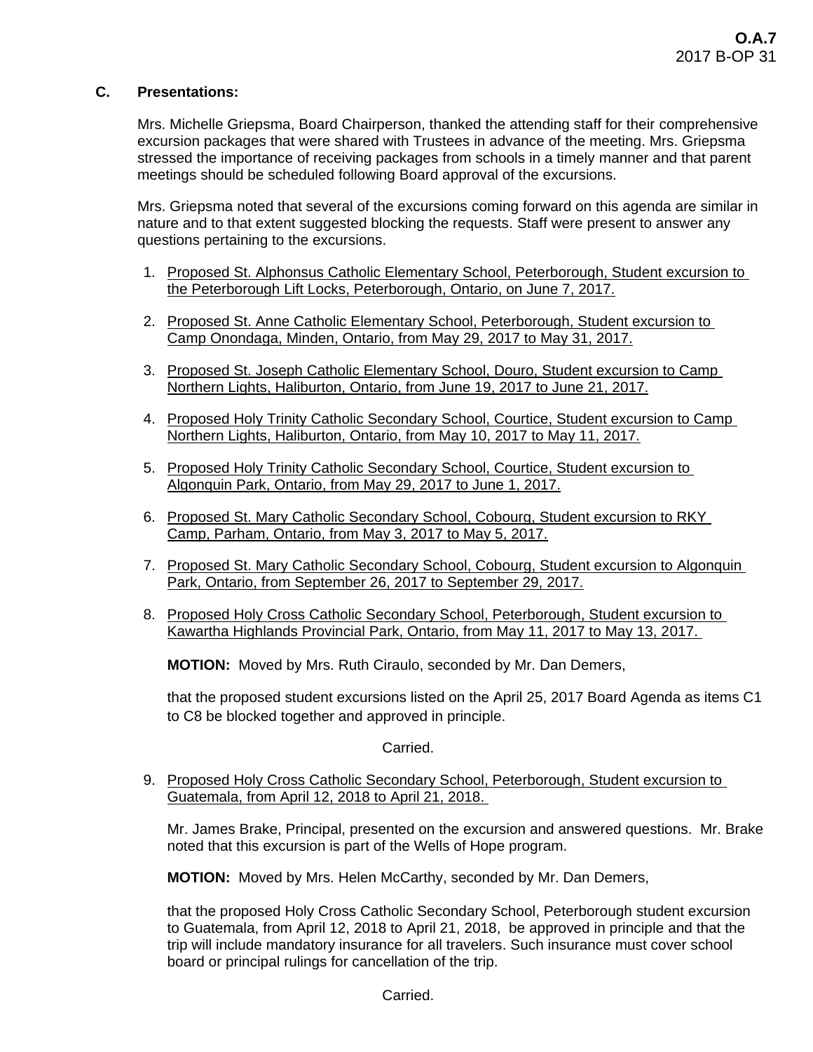## C. Presentations:

Mrs. Michelle Griepsma, Board Chairperson, thanked the attending staff for their comprehensive excursion packages that were shared with Trustees in advance of the meeting. Mrs. Griepsma stressed the importance of receiving packages from schools in a timely manner and that parent meetings should be scheduled following Board approval of the excursions.

Mrs. Griepsma noted that several of the excursions coming forward on this agenda are similar in nature and to that extent suggested blocking the requests. Staff were present to answer any questions pertaining to the excursions.

1. Proposed St. Alphonsus Catholic Elementary School, Peterborough, Student excursion to the Peterborough Lift Locks, Peterborough, Ontario, on June 7, 2017.

2. Proposed St. Anne Catholic Elementary School, Peterborough, Student excursion to Camp Onondaga, Minden, Ontario, from May 29, 2017 to May 31, 2017.

3. Proposed St. Joseph Catholic Elementary School, Douro, Student excursion to Camp Northern Lights, Haliburton, Ontario, from June 19, 2017 to June 21, 2017.

4. Proposed Holy Trinity Catholic Secondary School, Courtice, Student excursion to Camp Northern Lights, Haliburton, Ontario, from May 10, 2017 to May 11, 2017.

5. Proposed Holy Trinity Catholic Secondary School, Courtice, Student excursion to Algonquin Park, Ontario, from May 29, 2017 to June 1, 2017.

6. Proposed St. Mary Catholic Secondary School, Cobourg, Student excursion to RKY Camp, Parham, Ontario, from May 3, 2017 to May 5, 2017.

7. Proposed St. Mary Catholic Secondary School, Cobourg, Student excursion to Algonquin Park, Ontario, from September 26, 2017 to September 29, 2017.

8. Proposed Holy Cross Catholic Secondary School, Peterborough, Student excursion to Kawartha Highlands Provincial Park, Ontario, from May 11, 2017 to May 13, 2017.

   **MOTION:** Moved by Mrs. Ruth Ciraulo, seconded by Mr. Dan Demers,

   that the proposed student excursions listed on the April 25, 2017 Board Agenda as items C1 to C8 be blocked together and approved in principle.

   Carried.

9. Proposed Holy Cross Catholic Secondary School, Peterborough, Student excursion to Guatemala, from April 12, 2018 to April 21, 2018.

   Mr. James Brake, Principal, presented on the excursion and answered questions. Mr. Brake noted that this excursion is part of the Wells of Hope program.

   **MOTION:** Moved by Mrs. Helen McCarthy, seconded by Mr. Dan Demers,

   that the proposed Holy Cross Catholic Secondary School, Peterborough student excursion to Guatemala, from April 12, 2018 to April 21, 2018, be approved in principle and that the trip will include mandatory insurance for all travelers. Such insurance must cover school board or principal rulings for cancellation of the trip.

   Carried.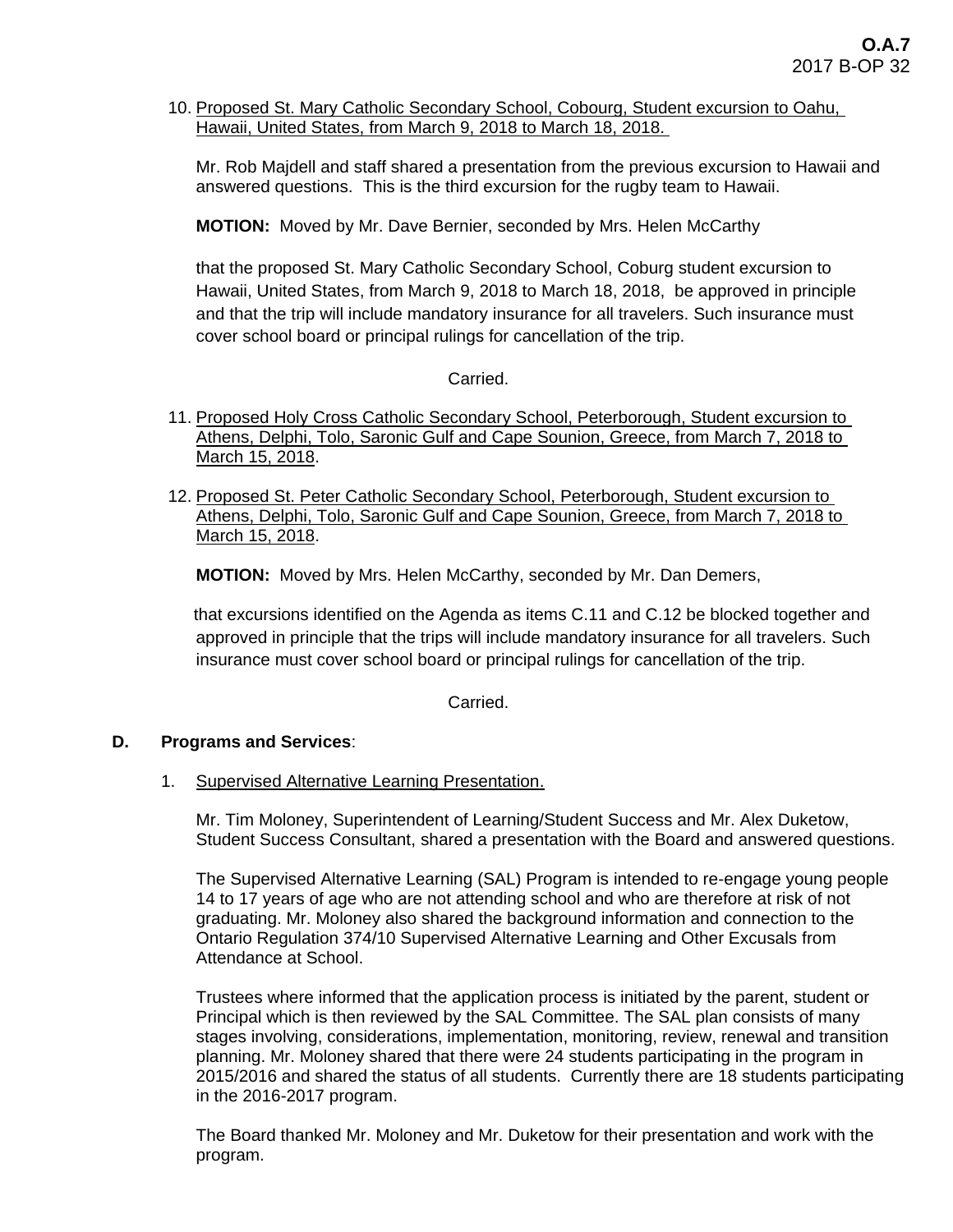10. Proposed St. Mary Catholic Secondary School, Cobourg, Student excursion to Oahu, Hawaii, United States, from March 9, 2018 to March 18, 2018.

    Mr. Rob Majdell and staff shared a presentation from the previous excursion to Hawaii and answered questions. This is the third excursion for the rugby team to Hawaii.

    **MOTION:** Moved by Mr. Dave Bernier, seconded by Mrs. Helen McCarthy

    that the proposed St. Mary Catholic Secondary School, Coburg student excursion to Hawaii, United States, from March 9, 2018 to March 18, 2018, be approved in principle and that the trip will include mandatory insurance for all travelers. Such insurance must cover school board or principal rulings for cancellation of the trip.

    Carried.

11. Proposed Holy Cross Catholic Secondary School, Peterborough, Student excursion to Athens, Delphi, Tolo, Saronic Gulf and Cape Sounion, Greece, from March 7, 2018 to March 15, 2018.

12. Proposed St. Peter Catholic Secondary School, Peterborough, Student excursion to Athens, Delphi, Tolo, Saronic Gulf and Cape Sounion, Greece, from March 7, 2018 to March 15, 2018.

    **MOTION:** Moved by Mrs. Helen McCarthy, seconded by Mr. Dan Demers,

    that excursions identified on the Agenda as items C.11 and C.12 be blocked together and approved in principle that the trips will include mandatory insurance for all travelers. Such insurance must cover school board or principal rulings for cancellation of the trip.

    Carried.

**D. Programs and Services**:

1. Supervised Alternative Learning Presentation.

    Mr. Tim Moloney, Superintendent of Learning/Student Success and Mr. Alex Duketow, Student Success Consultant, shared a presentation with the Board and answered questions.

    The Supervised Alternative Learning (SAL) Program is intended to re-engage young people 14 to 17 years of age who are not attending school and who are therefore at risk of not graduating. Mr. Moloney also shared the background information and connection to the Ontario Regulation 374/10 Supervised Alternative Learning and Other Excusals from Attendance at School.

    Trustees where informed that the application process is initiated by the parent, student or Principal which is then reviewed by the SAL Committee. The SAL plan consists of many stages involving, considerations, implementation, monitoring, review, renewal and transition planning. Mr. Moloney shared that there were 24 students participating in the program in 2015/2016 and shared the status of all students. Currently there are 18 students participating in the 2016-2017 program.

    The Board thanked Mr. Moloney and Mr. Duketow for their presentation and work with the program.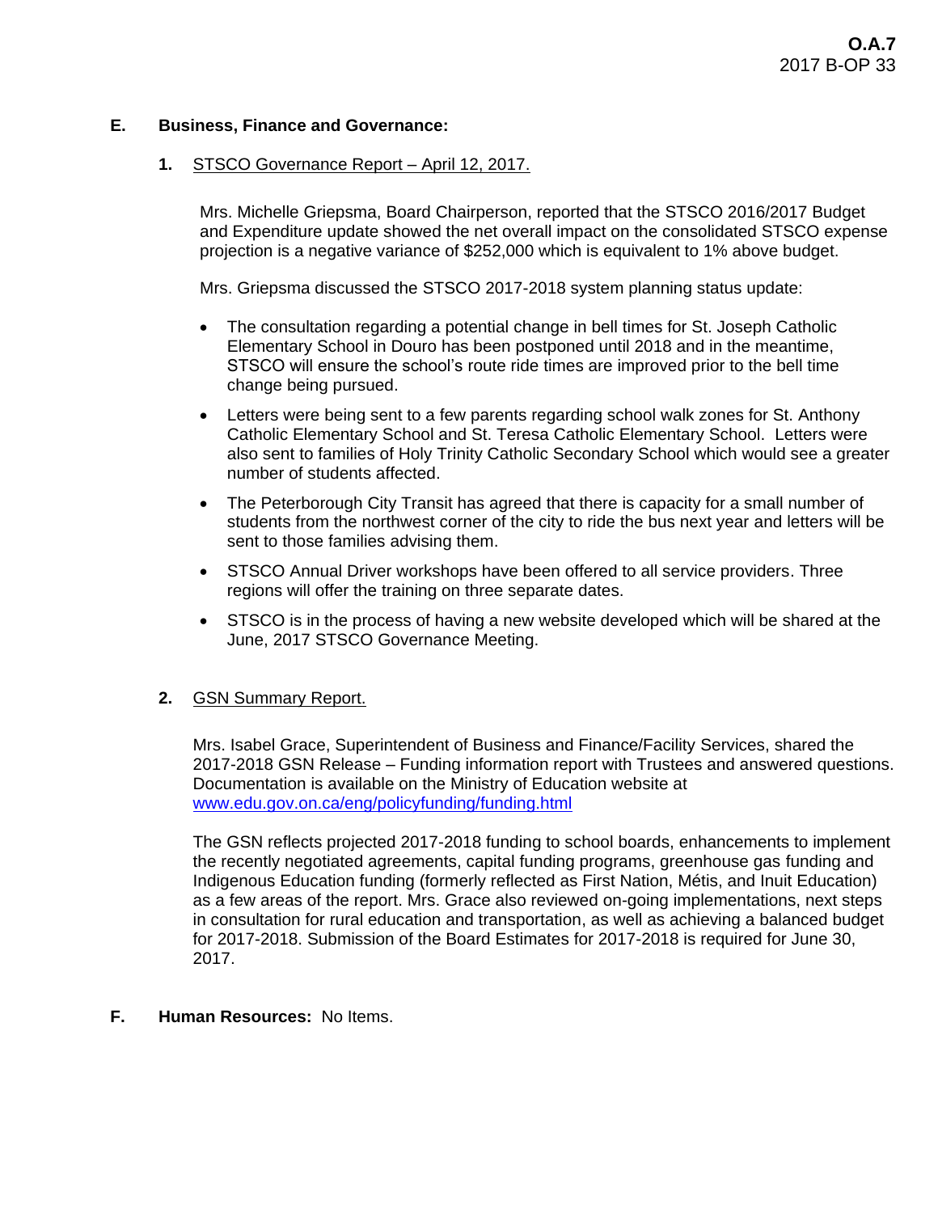### E. Business, Finance and Governance:

**1.** STSCO Governance Report – April 12, 2017.

Mrs. Michelle Griepsma, Board Chairperson, reported that the STSCO 2016/2017 Budget and Expenditure update showed the net overall impact on the consolidated STSCO expense projection is a negative variance of $252,000 which is equivalent to 1% above budget.

Mrs. Griepsma discussed the STSCO 2017-2018 system planning status update:

- The consultation regarding a potential change in bell times for St. Joseph Catholic Elementary School in Douro has been postponed until 2018 and in the meantime, STSCO will ensure the school's route ride times are improved prior to the bell time change being pursued.
- Letters were being sent to a few parents regarding school walk zones for St. Anthony Catholic Elementary School and St. Teresa Catholic Elementary School. Letters were also sent to families of Holy Trinity Catholic Secondary School which would see a greater number of students affected.
- The Peterborough City Transit has agreed that there is capacity for a small number of students from the northwest corner of the city to ride the bus next year and letters will be sent to those families advising them.
- STSCO Annual Driver workshops have been offered to all service providers. Three regions will offer the training on three separate dates.
- STSCO is in the process of having a new website developed which will be shared at the June, 2017 STSCO Governance Meeting.

**2.** GSN Summary Report.

Mrs. Isabel Grace, Superintendent of Business and Finance/Facility Services, shared the 2017-2018 GSN Release – Funding information report with Trustees and answered questions. Documentation is available on the Ministry of Education website at www.edu.gov.on.ca/eng/policyfunding/funding.html

The GSN reflects projected 2017-2018 funding to school boards, enhancements to implement the recently negotiated agreements, capital funding programs, greenhouse gas funding and Indigenous Education funding (formerly reflected as First Nation, Métis, and Inuit Education) as a few areas of the report. Mrs. Grace also reviewed on-going implementations, next steps in consultation for rural education and transportation, as well as achieving a balanced budget for 2017-2018. Submission of the Board Estimates for 2017-2018 is required for June 30, 2017.

### F. Human Resources: No Items.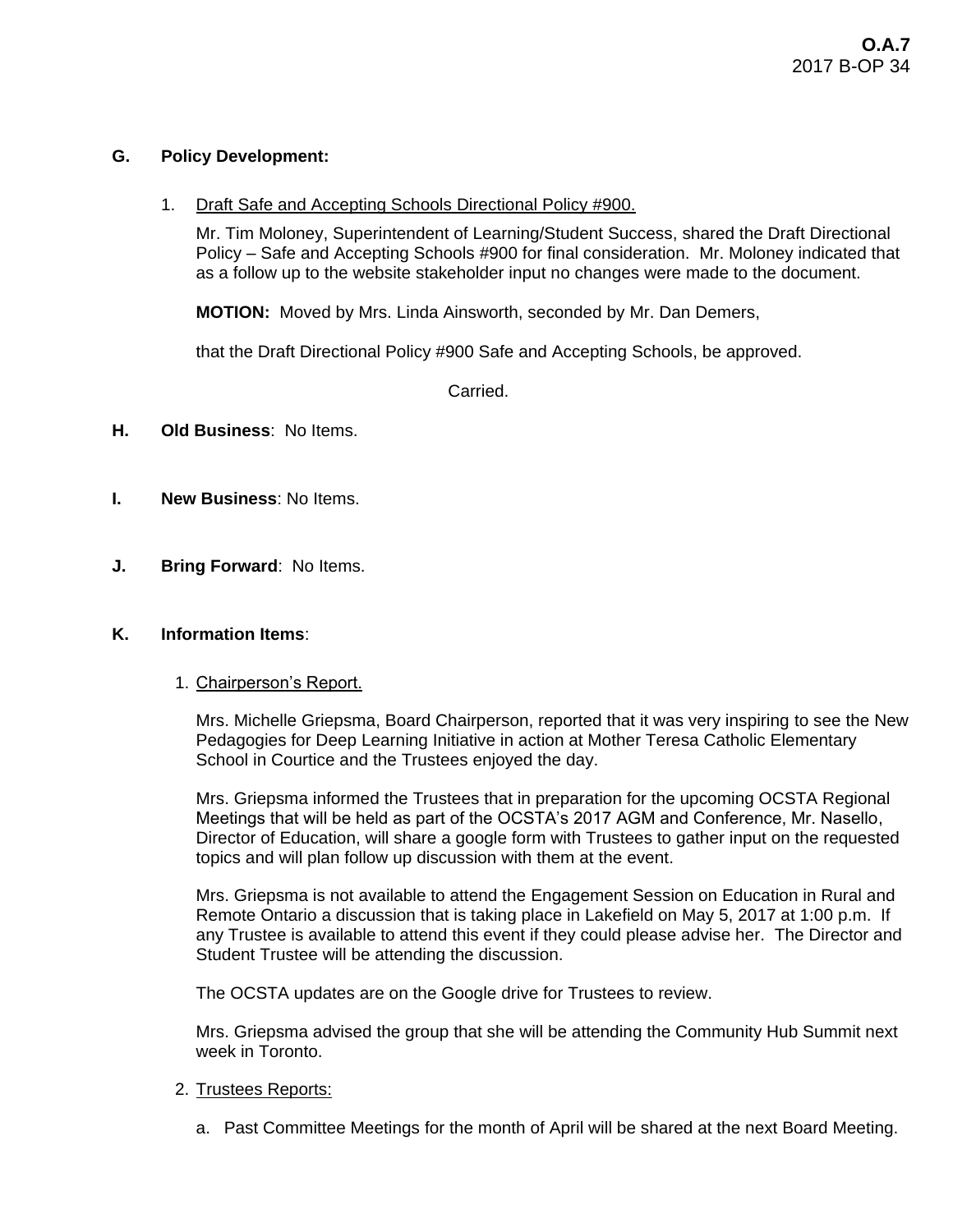## G. Policy Development:

1. Draft Safe and Accepting Schools Directional Policy #900.

   Mr. Tim Moloney, Superintendent of Learning/Student Success, shared the Draft Directional Policy – Safe and Accepting Schools #900 for final consideration. Mr. Moloney indicated that as a follow up to the website stakeholder input no changes were made to the document.

   **MOTION:** Moved by Mrs. Linda Ainsworth, seconded by Mr. Dan Demers,

   that the Draft Directional Policy #900 Safe and Accepting Schools, be approved.

   Carried.

## H. Old Business: No Items.

## I. New Business: No Items.

## J. Bring Forward: No Items.

## K. Information Items:

1. Chairperson's Report.

   Mrs. Michelle Griepsma, Board Chairperson, reported that it was very inspiring to see the New Pedagogies for Deep Learning Initiative in action at Mother Teresa Catholic Elementary School in Courtice and the Trustees enjoyed the day.

   Mrs. Griepsma informed the Trustees that in preparation for the upcoming OCSTA Regional Meetings that will be held as part of the OCSTA's 2017 AGM and Conference, Mr. Nasello, Director of Education, will share a google form with Trustees to gather input on the requested topics and will plan follow up discussion with them at the event.

   Mrs. Griepsma is not available to attend the Engagement Session on Education in Rural and Remote Ontario a discussion that is taking place in Lakefield on May 5, 2017 at 1:00 p.m. If any Trustee is available to attend this event if they could please advise her. The Director and Student Trustee will be attending the discussion.

   The OCSTA updates are on the Google drive for Trustees to review.

   Mrs. Griepsma advised the group that she will be attending the Community Hub Summit next week in Toronto.

2. Trustees Reports:

   a. Past Committee Meetings for the month of April will be shared at the next Board Meeting.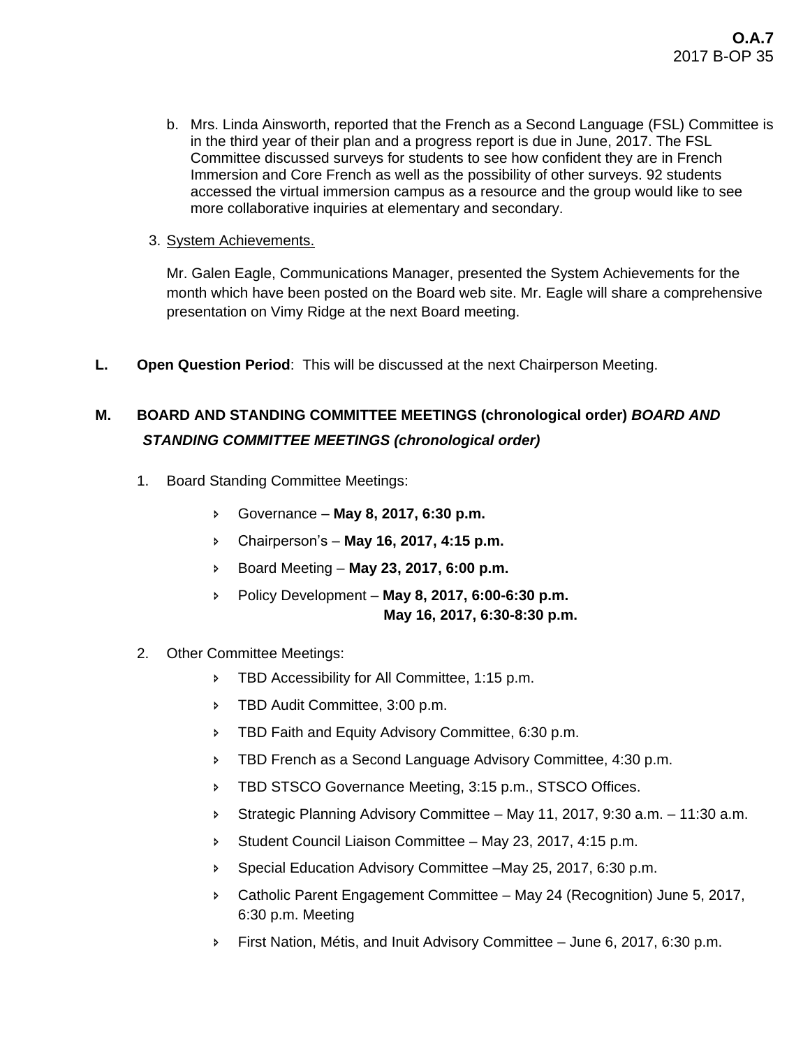b. Mrs. Linda Ainsworth, reported that the French as a Second Language (FSL) Committee is in the third year of their plan and a progress report is due in June, 2017. The FSL Committee discussed surveys for students to see how confident they are in French Immersion and Core French as well as the possibility of other surveys. 92 students accessed the virtual immersion campus as a resource and the group would like to see more collaborative inquiries at elementary and secondary.

3. System Achievements.

Mr. Galen Eagle, Communications Manager, presented the System Achievements for the month which have been posted on the Board web site. Mr. Eagle will share a comprehensive presentation on Vimy Ridge at the next Board meeting.

**L. Open Question Period**: This will be discussed at the next Chairperson Meeting.

**M. BOARD AND STANDING COMMITTEE MEETINGS (chronological order)** ***BOARD AND STANDING COMMITTEE MEETINGS (chronological order)***

1. Board Standing Committee Meetings:
   - Governance – **May 8, 2017, 6:30 p.m.**
   - Chairperson's – **May 16, 2017, 4:15 p.m.**
   - Board Meeting – **May 23, 2017, 6:00 p.m.**
   - Policy Development – **May 8, 2017, 6:00-6:30 p.m.**
     **May 16, 2017, 6:30-8:30 p.m.**

2. Other Committee Meetings:
   - TBD Accessibility for All Committee, 1:15 p.m.
   - TBD Audit Committee, 3:00 p.m.
   - TBD Faith and Equity Advisory Committee, 6:30 p.m.
   - TBD French as a Second Language Advisory Committee, 4:30 p.m.
   - TBD STSCO Governance Meeting, 3:15 p.m., STSCO Offices.
   - Strategic Planning Advisory Committee – May 11, 2017, 9:30 a.m. – 11:30 a.m.
   - Student Council Liaison Committee – May 23, 2017, 4:15 p.m.
   - Special Education Advisory Committee –May 25, 2017, 6:30 p.m.
   - Catholic Parent Engagement Committee – May 24 (Recognition) June 5, 2017, 6:30 p.m. Meeting
   - First Nation, Métis, and Inuit Advisory Committee – June 6, 2017, 6:30 p.m.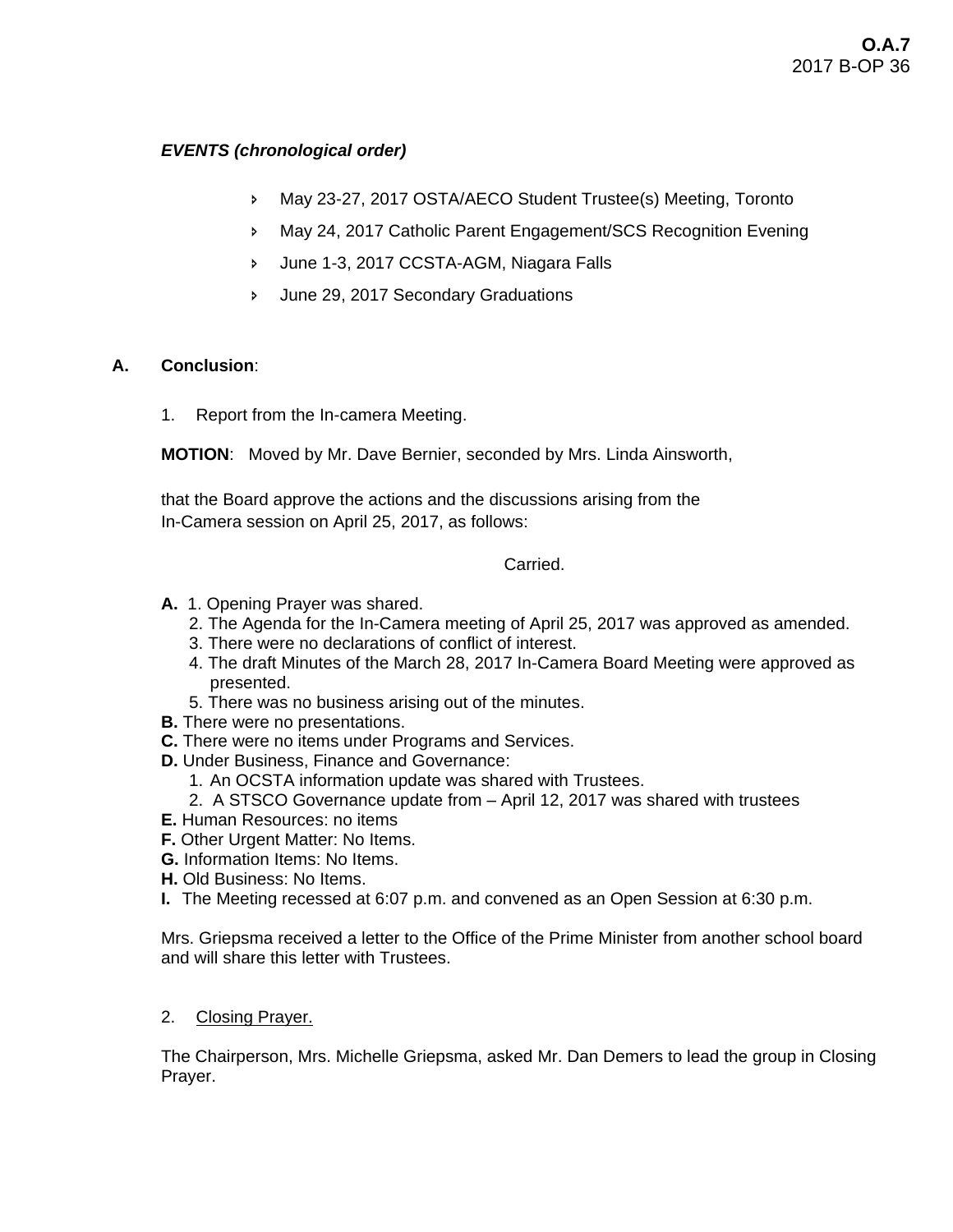***EVENTS (chronological order)***

- May 23-27, 2017 OSTA/AECO Student Trustee(s) Meeting, Toronto
- May 24, 2017 Catholic Parent Engagement/SCS Recognition Evening
- June 1-3, 2017 CCSTA-AGM, Niagara Falls
- June 29, 2017 Secondary Graduations

**A. Conclusion**:

1. Report from the In-camera Meeting.

**MOTION**: Moved by Mr. Dave Bernier, seconded by Mrs. Linda Ainsworth,

that the Board approve the actions and the discussions arising from the In-Camera session on April 25, 2017, as follows:

Carried.

**A.** 1. Opening Prayer was shared.
2. The Agenda for the In-Camera meeting of April 25, 2017 was approved as amended.
3. There were no declarations of conflict of interest.
4. The draft Minutes of the March 28, 2017 In-Camera Board Meeting were approved as presented.
5. There was no business arising out of the minutes.

**B.** There were no presentations.
**C.** There were no items under Programs and Services.
**D.** Under Business, Finance and Governance:
1. An OCSTA information update was shared with Trustees.
2. A STSCO Governance update from – April 12, 2017 was shared with trustees

**E.** Human Resources: no items
**F.** Other Urgent Matter: No Items.
**G.** Information Items: No Items.
**H.** Old Business: No Items.
**I.** The Meeting recessed at 6:07 p.m. and convened as an Open Session at 6:30 p.m.

Mrs. Griepsma received a letter to the Office of the Prime Minister from another school board and will share this letter with Trustees.

2. Closing Prayer.

The Chairperson, Mrs. Michelle Griepsma, asked Mr. Dan Demers to lead the group in Closing Prayer.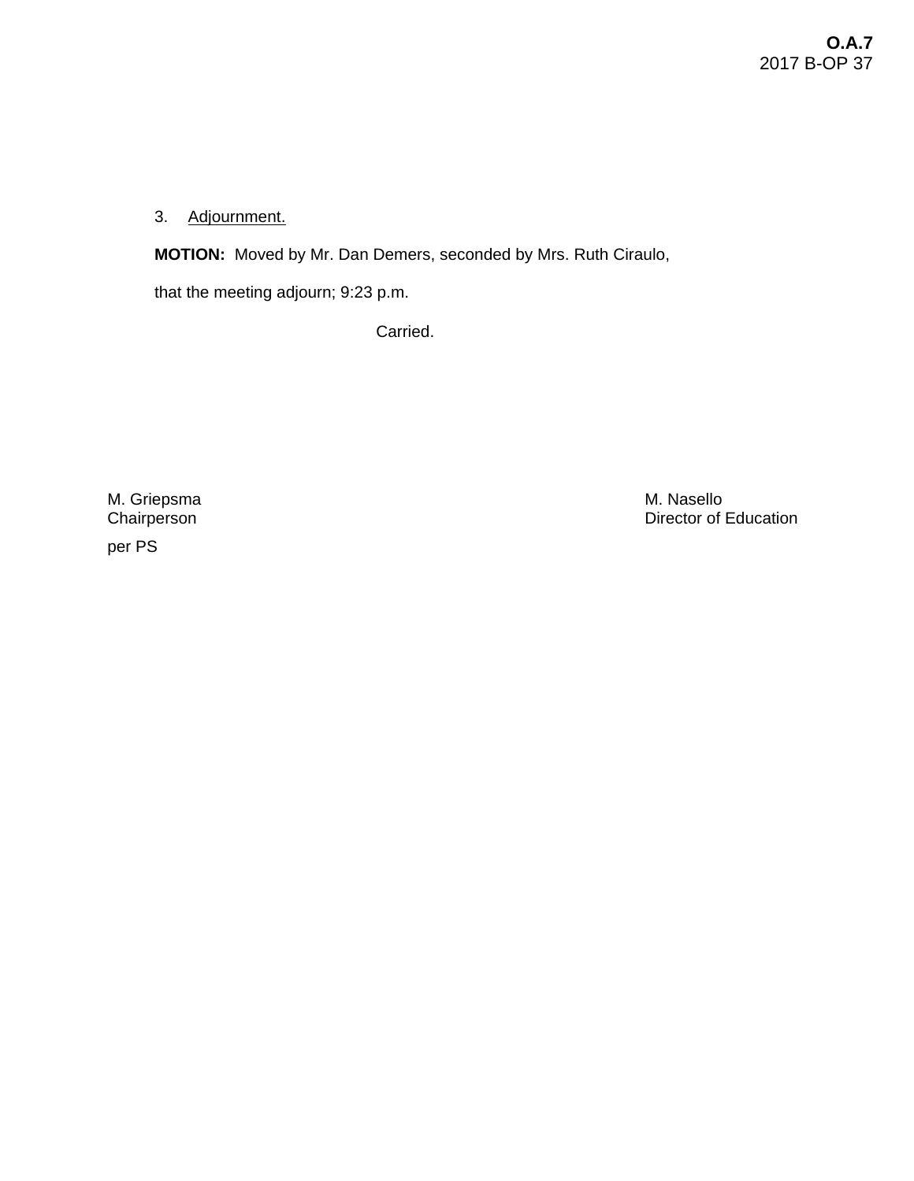3. Adjournment.

**MOTION:** Moved by Mr. Dan Demers, seconded by Mrs. Ruth Ciraulo,

that the meeting adjourn; 9:23 p.m.

Carried.

M. Griepsma
Chairperson

M. Nasello
Director of Education

per PS